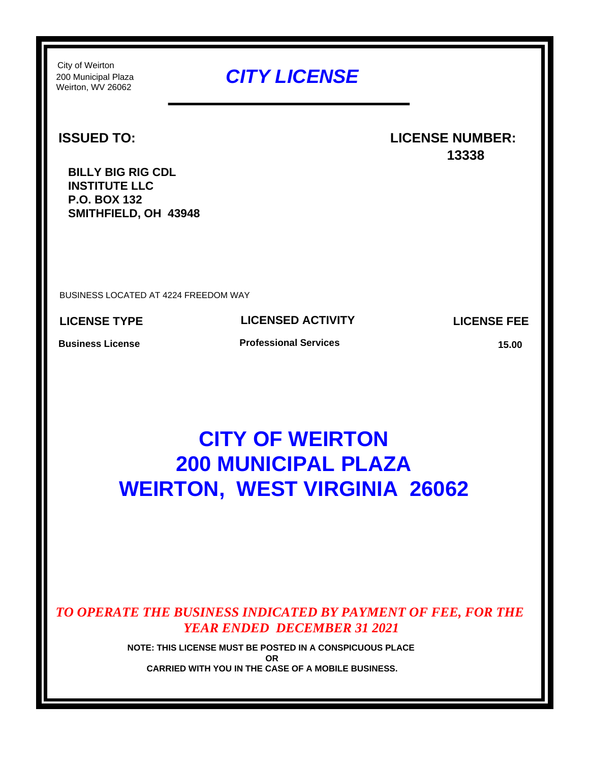City of Weirton
200 Municipal Plaza
Weirton, WV 26062

# *CITY LICENSE*

**ISSUED TO:**

**BILLY BIG RIG CDL INSTITUTE LLC**
**P.O. BOX 132**
**SMITHFIELD, OH 43948**

**LICENSE NUMBER:**
**13338**

BUSINESS LOCATED AT 4224 FREEDOM WAY

| LICENSE TYPE | LICENSED ACTIVITY | LICENSE FEE |
| --- | --- | --- |
| **Business License** | **Professional Services** | **15.00** |

## CITY OF WEIRTON
## 200 MUNICIPAL PLAZA
## WEIRTON, WEST VIRGINIA 26062

***TO OPERATE THE BUSINESS INDICATED BY PAYMENT OF FEE, FOR THE YEAR ENDED DECEMBER 31 2021***

**NOTE: THIS LICENSE MUST BE POSTED IN A CONSPICUOUS PLACE**
**OR**
**CARRIED WITH YOU IN THE CASE OF A MOBILE BUSINESS.**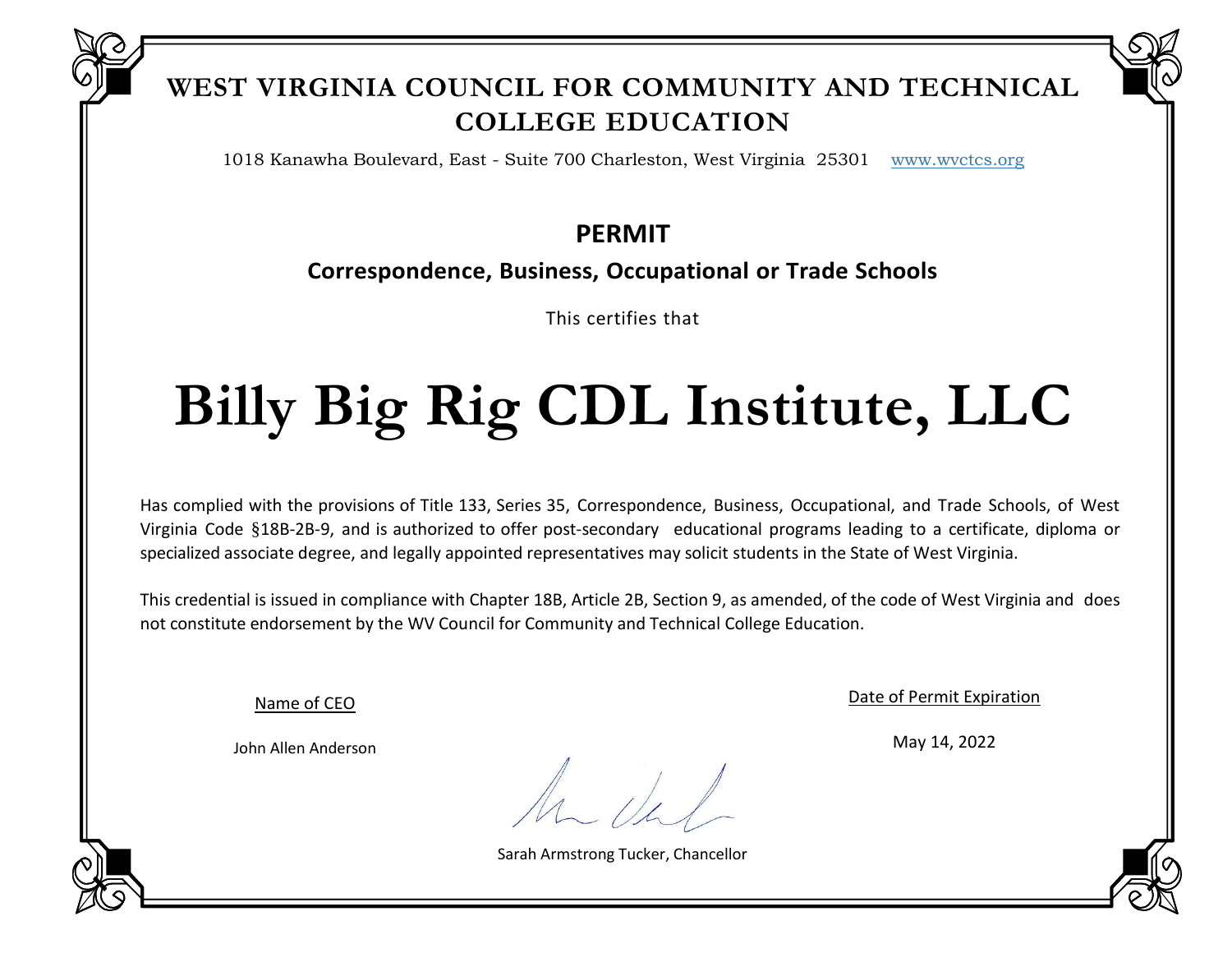# WEST VIRGINIA COUNCIL FOR COMMUNITY AND TECHNICAL COLLEGE EDUCATION

1018 Kanawha Boulevard, East - Suite 700 Charleston, West Virginia 25301 www.wvctcs.org

## PERMIT

### Correspondence, Business, Occupational or Trade Schools

This certifies that

# Billy Big Rig CDL Institute, LLC

Has complied with the provisions of Title 133, Series 35, Correspondence, Business, Occupational, and Trade Schools, of West Virginia Code §18B-2B-9, and is authorized to offer post-secondary educational programs leading to a certificate, diploma or specialized associate degree, and legally appointed representatives may solicit students in the State of West Virginia.

This credential is issued in compliance with Chapter 18B, Article 2B, Section 9, as amended, of the code of West Virginia and does not constitute endorsement by the WV Council for Community and Technical College Education.

Name of CEO

John Allen Anderson

Date of Permit Expiration

May 14, 2022

Sarah Armstrong Tucker, Chancellor